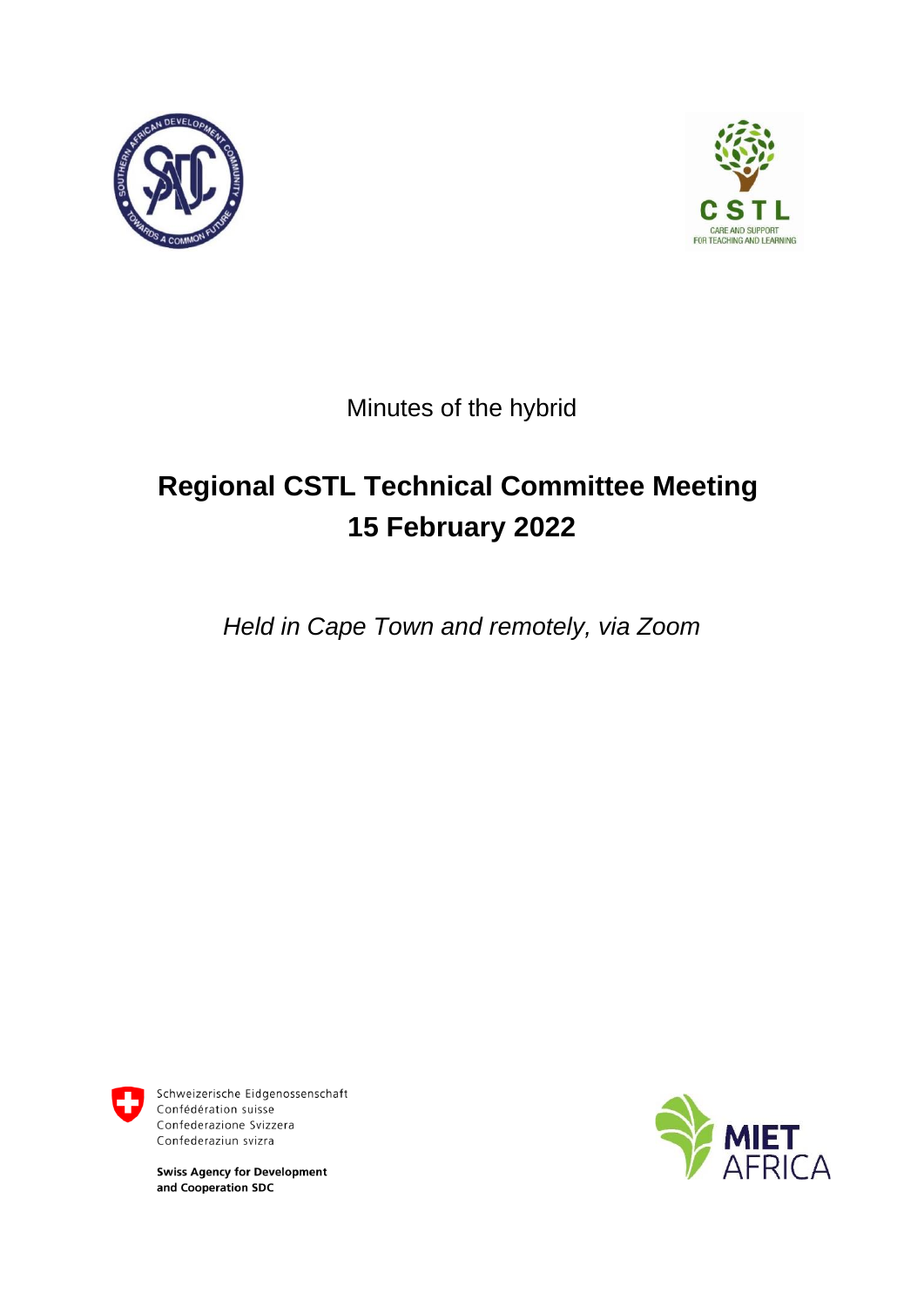Minutes of the hybrid

# Regional CSTL Technical Committee Meeting
# 15 February 2022

*Held in Cape Town and remotely, via Zoom*

Schweizerische Eidgenossenschaft
Confédération suisse
Confederazione Svizzera
Confederaziun svizra

**Swiss Agency for Development and Cooperation SDC**

MIET AFRICA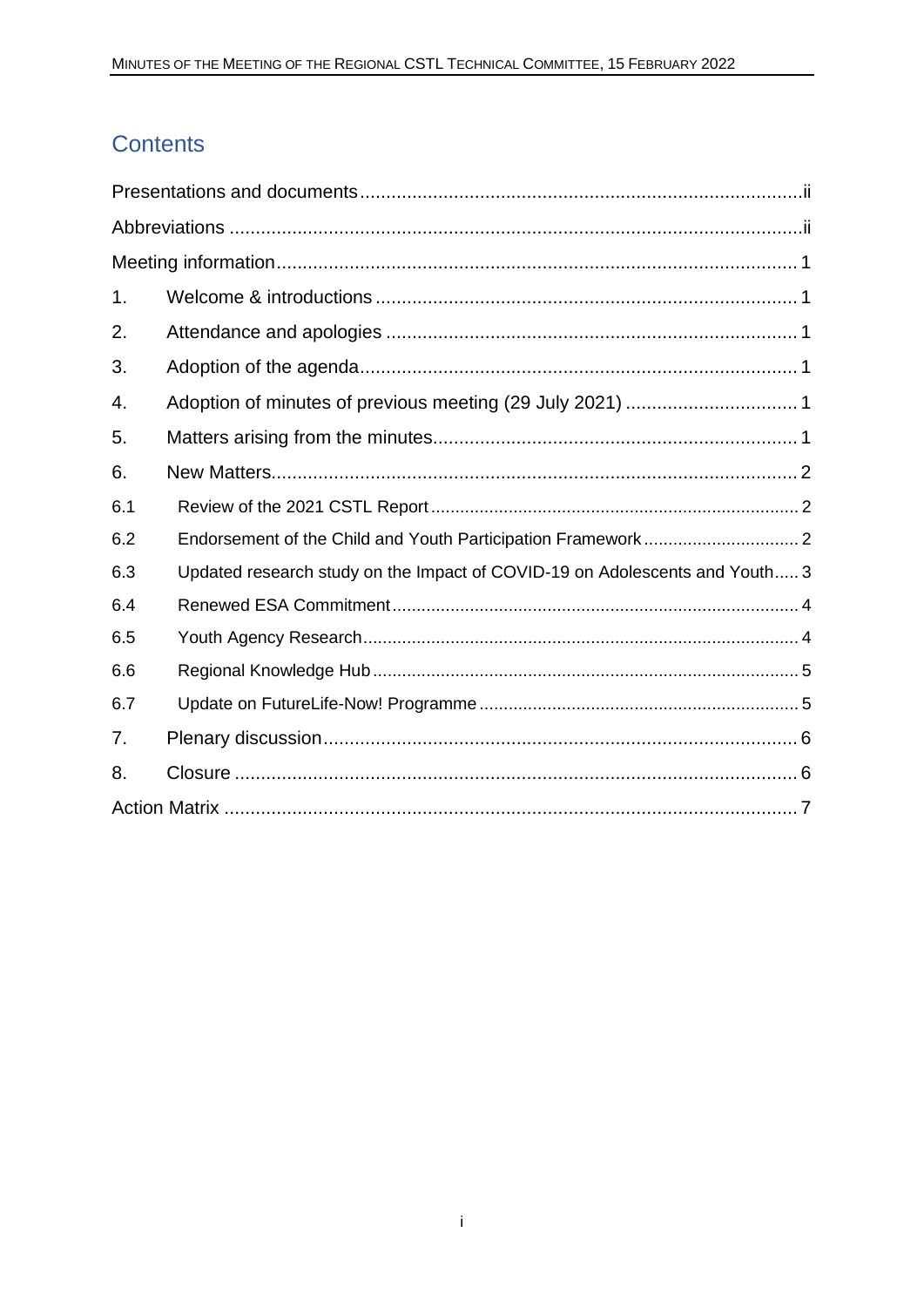# Contents

Presentations and documents .................................................................................... ii

Abbreviations ............................................................................................................ ii

Meeting information.................................................................................................. 1

1. Welcome & introductions ................................................................................ 1

2. Attendance and apologies ............................................................................... 1

3. Adoption of the agenda.................................................................................... 1

4. Adoption of minutes of previous meeting (29 July 2021) ................................ 1

5. Matters arising from the minutes..................................................................... 1

6. New Matters.................................................................................................... 2

6.1 Review of the 2021 CSTL Report .......................................................................... 2

6.2 Endorsement of the Child and Youth Participation Framework ................................ 2

6.3 Updated research study on the Impact of COVID-19 on Adolescents and Youth..... 3

6.4 Renewed ESA Commitment.................................................................................. 4

6.5 Youth Agency Research........................................................................................ 4

6.6 Regional Knowledge Hub ...................................................................................... 5

6.7 Update on FutureLife-Now! Programme ................................................................ 5

7. Plenary discussion........................................................................................... 6

8. Closure ........................................................................................................... 6

Action Matrix ............................................................................................................ 7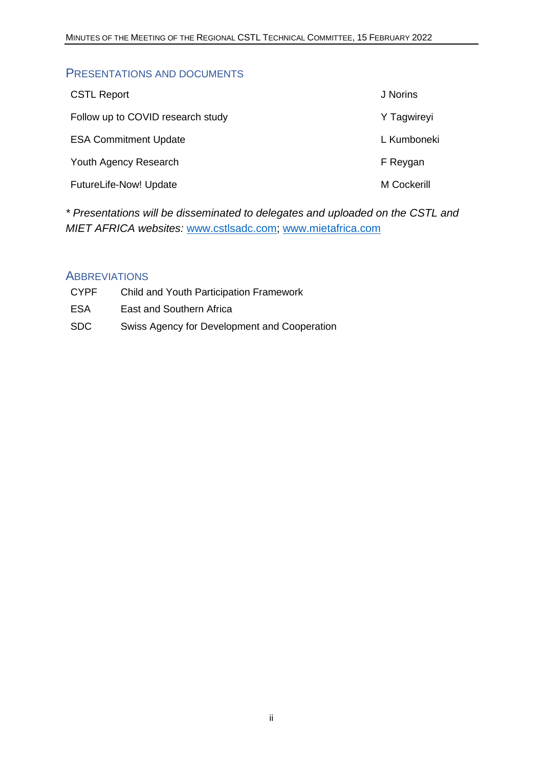## Presentations and Documents

| | |
|---|---|
| CSTL Report | J Norins |
| Follow up to COVID research study | Y Tagwireyi |
| ESA Commitment Update | L Kumboneki |
| Youth Agency Research | F Reygan |
| FutureLife-Now! Update | M Cockerill |

*\* Presentations will be disseminated to delegates and uploaded on the CSTL and MIET AFRICA websites:* www.cstlsadc.com; www.mietafrica.com

## Abbreviations

| | |
|---|---|
| CYPF | Child and Youth Participation Framework |
| ESA | East and Southern Africa |
| SDC | Swiss Agency for Development and Cooperation |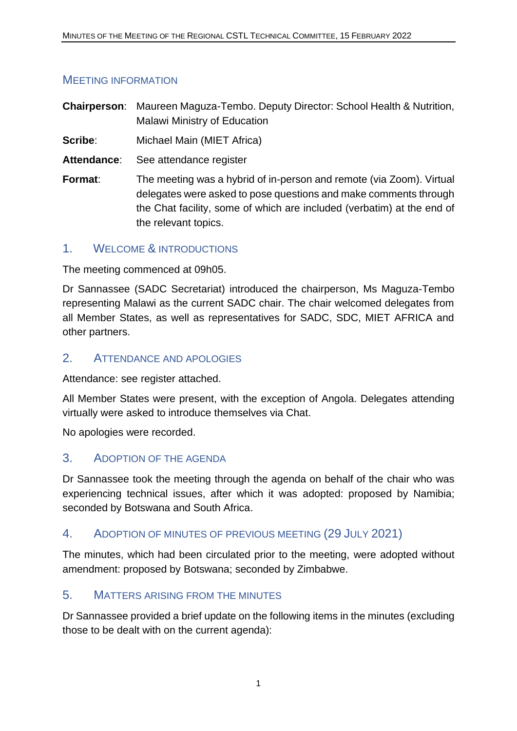## Meeting information

**Chairperson**: Maureen Maguza-Tembo. Deputy Director: School Health & Nutrition, Malawi Ministry of Education

**Scribe**: Michael Main (MIET Africa)

**Attendance**: See attendance register

**Format**: The meeting was a hybrid of in-person and remote (via Zoom). Virtual delegates were asked to pose questions and make comments through the Chat facility, some of which are included (verbatim) at the end of the relevant topics.

## 1. Welcome & introductions

The meeting commenced at 09h05.

Dr Sannassee (SADC Secretariat) introduced the chairperson, Ms Maguza-Tembo representing Malawi as the current SADC chair. The chair welcomed delegates from all Member States, as well as representatives for SADC, SDC, MIET AFRICA and other partners.

## 2. Attendance and apologies

Attendance: see register attached.

All Member States were present, with the exception of Angola. Delegates attending virtually were asked to introduce themselves via Chat.

No apologies were recorded.

## 3. Adoption of the agenda

Dr Sannassee took the meeting through the agenda on behalf of the chair who was experiencing technical issues, after which it was adopted: proposed by Namibia; seconded by Botswana and South Africa.

## 4. Adoption of minutes of previous meeting (29 July 2021)

The minutes, which had been circulated prior to the meeting, were adopted without amendment: proposed by Botswana; seconded by Zimbabwe.

## 5. Matters arising from the minutes

Dr Sannassee provided a brief update on the following items in the minutes (excluding those to be dealt with on the current agenda):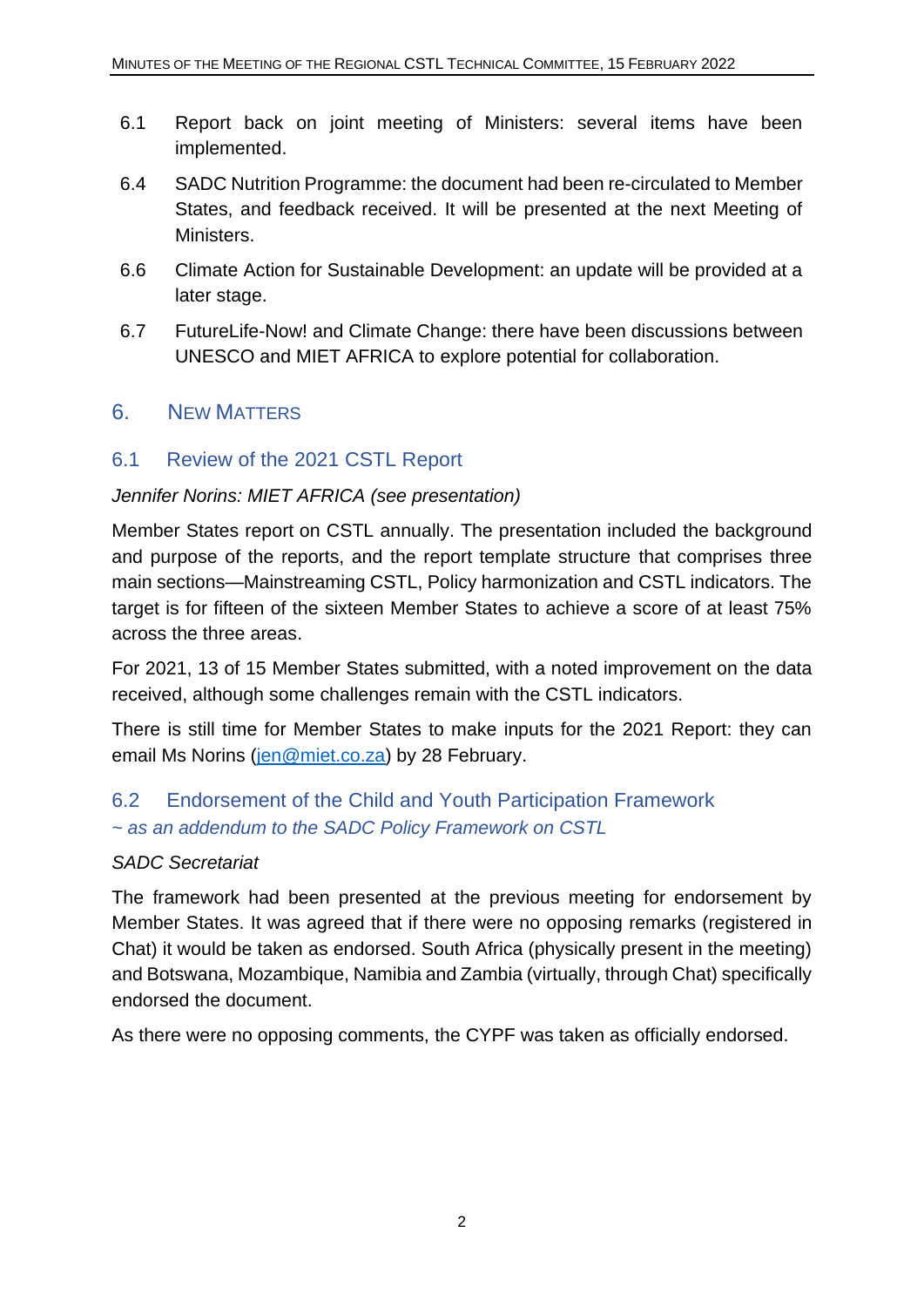6.1 Report back on joint meeting of Ministers: several items have been implemented.

6.4 SADC Nutrition Programme: the document had been re-circulated to Member States, and feedback received. It will be presented at the next Meeting of Ministers.

6.6 Climate Action for Sustainable Development: an update will be provided at a later stage.

6.7 FutureLife-Now! and Climate Change: there have been discussions between UNESCO and MIET AFRICA to explore potential for collaboration.

## 6. New Matters

### 6.1 Review of the 2021 CSTL Report

*Jennifer Norins: MIET AFRICA (see presentation)*

Member States report on CSTL annually. The presentation included the background and purpose of the reports, and the report template structure that comprises three main sections—Mainstreaming CSTL, Policy harmonization and CSTL indicators. The target is for fifteen of the sixteen Member States to achieve a score of at least 75% across the three areas.

For 2021, 13 of 15 Member States submitted, with a noted improvement on the data received, although some challenges remain with the CSTL indicators.

There is still time for Member States to make inputs for the 2021 Report: they can email Ms Norins (jen@miet.co.za) by 28 February.

### 6.2 Endorsement of the Child and Youth Participation Framework

*~ as an addendum to the SADC Policy Framework on CSTL*

*SADC Secretariat*

The framework had been presented at the previous meeting for endorsement by Member States. It was agreed that if there were no opposing remarks (registered in Chat) it would be taken as endorsed. South Africa (physically present in the meeting) and Botswana, Mozambique, Namibia and Zambia (virtually, through Chat) specifically endorsed the document.

As there were no opposing comments, the CYPF was taken as officially endorsed.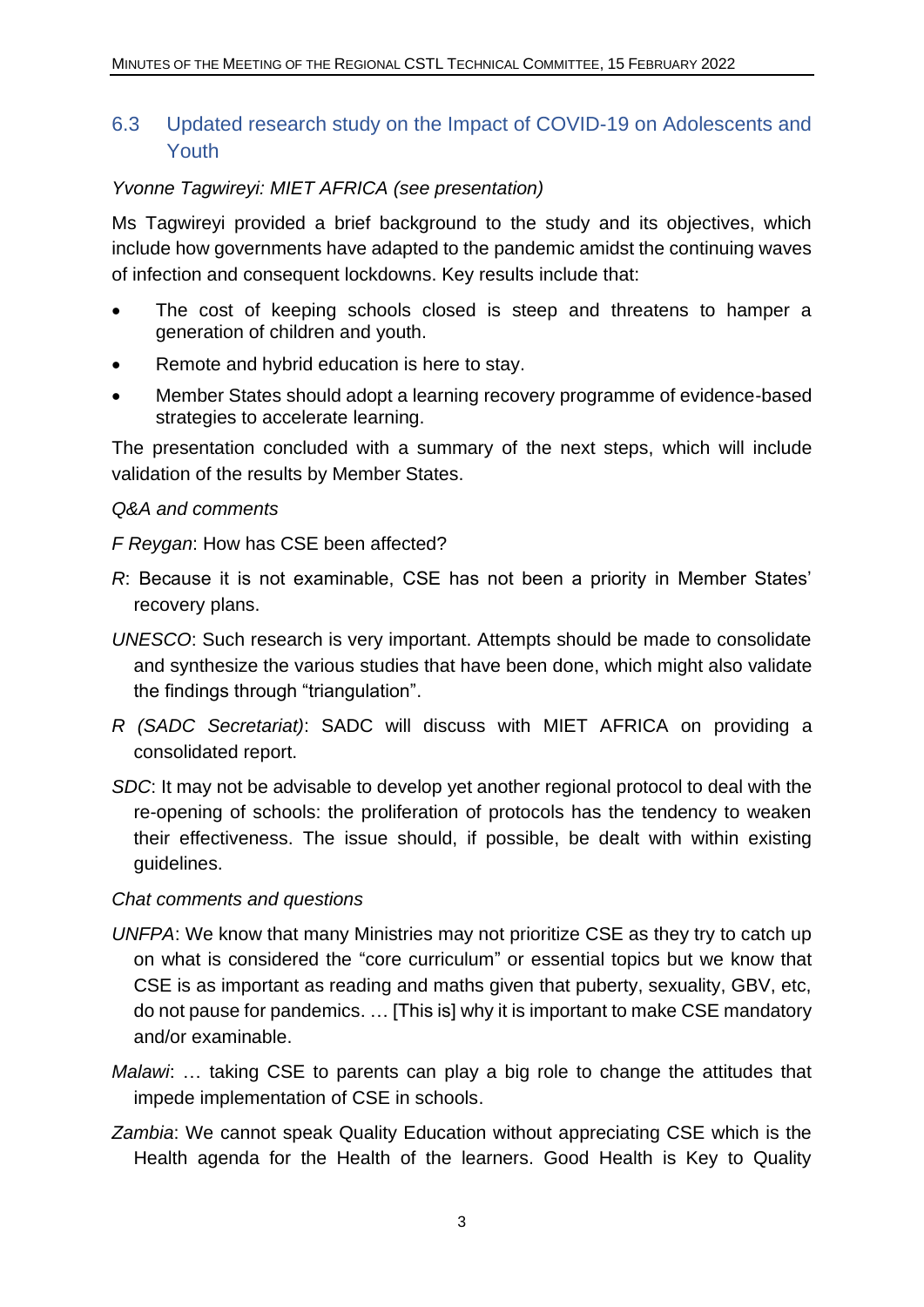## 6.3 Updated research study on the Impact of COVID-19 on Adolescents and Youth

*Yvonne Tagwireyi: MIET AFRICA (see presentation)*

Ms Tagwireyi provided a brief background to the study and its objectives, which include how governments have adapted to the pandemic amidst the continuing waves of infection and consequent lockdowns. Key results include that:

- The cost of keeping schools closed is steep and threatens to hamper a generation of children and youth.
- Remote and hybrid education is here to stay.
- Member States should adopt a learning recovery programme of evidence-based strategies to accelerate learning.

The presentation concluded with a summary of the next steps, which will include validation of the results by Member States.

*Q&A and comments*

*F Reygan*: How has CSE been affected?

*R*: Because it is not examinable, CSE has not been a priority in Member States' recovery plans.

*UNESCO*: Such research is very important. Attempts should be made to consolidate and synthesize the various studies that have been done, which might also validate the findings through "triangulation".

*R (SADC Secretariat)*: SADC will discuss with MIET AFRICA on providing a consolidated report.

*SDC*: It may not be advisable to develop yet another regional protocol to deal with the re-opening of schools: the proliferation of protocols has the tendency to weaken their effectiveness. The issue should, if possible, be dealt with within existing guidelines.

*Chat comments and questions*

*UNFPA*: We know that many Ministries may not prioritize CSE as they try to catch up on what is considered the "core curriculum" or essential topics but we know that CSE is as important as reading and maths given that puberty, sexuality, GBV, etc, do not pause for pandemics. … [This is] why it is important to make CSE mandatory and/or examinable.

*Malawi*: … taking CSE to parents can play a big role to change the attitudes that impede implementation of CSE in schools.

*Zambia*: We cannot speak Quality Education without appreciating CSE which is the Health agenda for the Health of the learners. Good Health is Key to Quality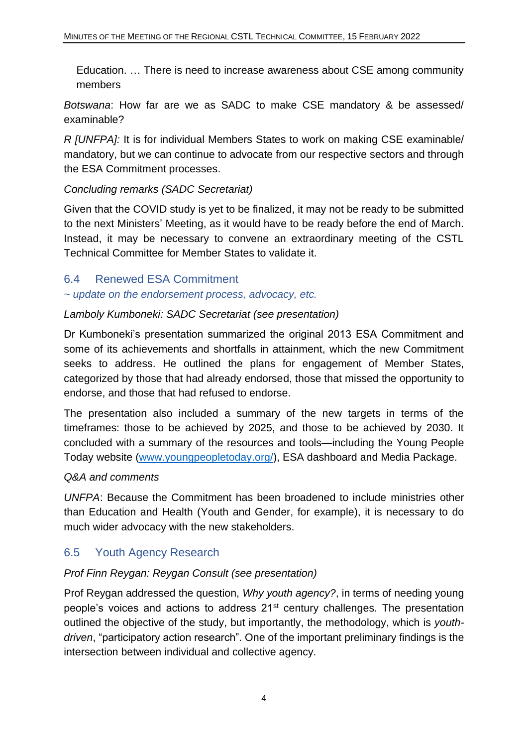Education. … There is need to increase awareness about CSE among community members

*Botswana*: How far are we as SADC to make CSE mandatory & be assessed/ examinable?

*R [UNFPA]:* It is for individual Members States to work on making CSE examinable/ mandatory, but we can continue to advocate from our respective sectors and through the ESA Commitment processes.

*Concluding remarks (SADC Secretariat)*

Given that the COVID study is yet to be finalized, it may not be ready to be submitted to the next Ministers' Meeting, as it would have to be ready before the end of March. Instead, it may be necessary to convene an extraordinary meeting of the CSTL Technical Committee for Member States to validate it.

## 6.4 Renewed ESA Commitment

*~ update on the endorsement process, advocacy, etc.*

*Lamboly Kumboneki: SADC Secretariat (see presentation)*

Dr Kumboneki's presentation summarized the original 2013 ESA Commitment and some of its achievements and shortfalls in attainment, which the new Commitment seeks to address. He outlined the plans for engagement of Member States, categorized by those that had already endorsed, those that missed the opportunity to endorse, and those that had refused to endorse.

The presentation also included a summary of the new targets in terms of the timeframes: those to be achieved by 2025, and those to be achieved by 2030. It concluded with a summary of the resources and tools—including the Young People Today website (www.youngpeopletoday.org/), ESA dashboard and Media Package.

*Q&A and comments*

*UNFPA*: Because the Commitment has been broadened to include ministries other than Education and Health (Youth and Gender, for example), it is necessary to do much wider advocacy with the new stakeholders.

## 6.5 Youth Agency Research

*Prof Finn Reygan: Reygan Consult (see presentation)*

Prof Reygan addressed the question, *Why youth agency?*, in terms of needing young people's voices and actions to address 21st century challenges. The presentation outlined the objective of the study, but importantly, the methodology, which is *youth-driven*, "participatory action research". One of the important preliminary findings is the intersection between individual and collective agency.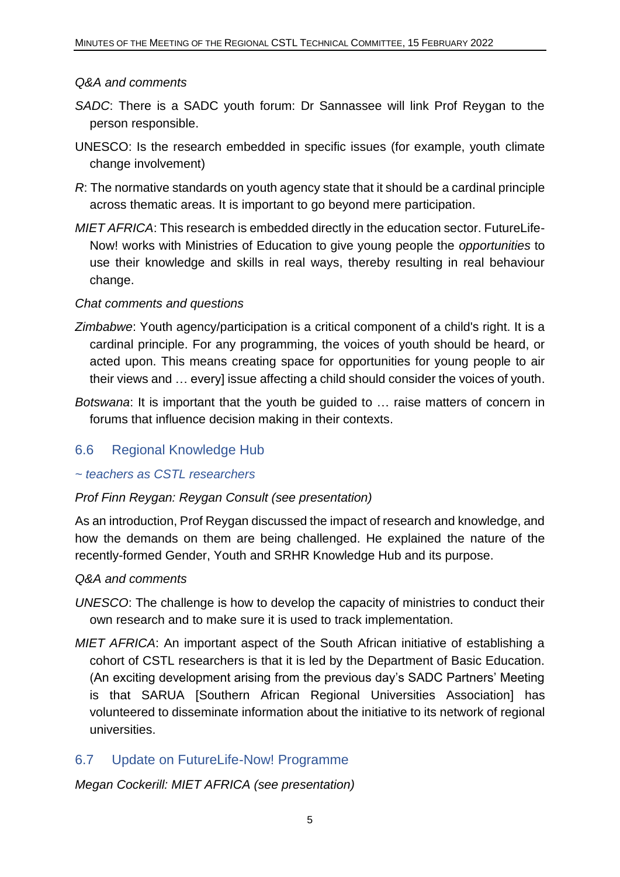*Q&A and comments*

*SADC*: There is a SADC youth forum: Dr Sannassee will link Prof Reygan to the person responsible.

UNESCO: Is the research embedded in specific issues (for example, youth climate change involvement)

*R*: The normative standards on youth agency state that it should be a cardinal principle across thematic areas. It is important to go beyond mere participation.

*MIET AFRICA*: This research is embedded directly in the education sector. FutureLife-Now! works with Ministries of Education to give young people the *opportunities* to use their knowledge and skills in real ways, thereby resulting in real behaviour change.

*Chat comments and questions*

*Zimbabwe*: Youth agency/participation is a critical component of a child's right. It is a cardinal principle. For any programming, the voices of youth should be heard, or acted upon. This means creating space for opportunities for young people to air their views and … every] issue affecting a child should consider the voices of youth.

*Botswana*: It is important that the youth be guided to … raise matters of concern in forums that influence decision making in their contexts.

## 6.6 Regional Knowledge Hub

*~ teachers as CSTL researchers*

*Prof Finn Reygan: Reygan Consult (see presentation)*

As an introduction, Prof Reygan discussed the impact of research and knowledge, and how the demands on them are being challenged. He explained the nature of the recently-formed Gender, Youth and SRHR Knowledge Hub and its purpose.

*Q&A and comments*

*UNESCO*: The challenge is how to develop the capacity of ministries to conduct their own research and to make sure it is used to track implementation.

*MIET AFRICA*: An important aspect of the South African initiative of establishing a cohort of CSTL researchers is that it is led by the Department of Basic Education. (An exciting development arising from the previous day's SADC Partners' Meeting is that SARUA [Southern African Regional Universities Association] has volunteered to disseminate information about the initiative to its network of regional universities.

## 6.7 Update on FutureLife-Now! Programme

*Megan Cockerill: MIET AFRICA (see presentation)*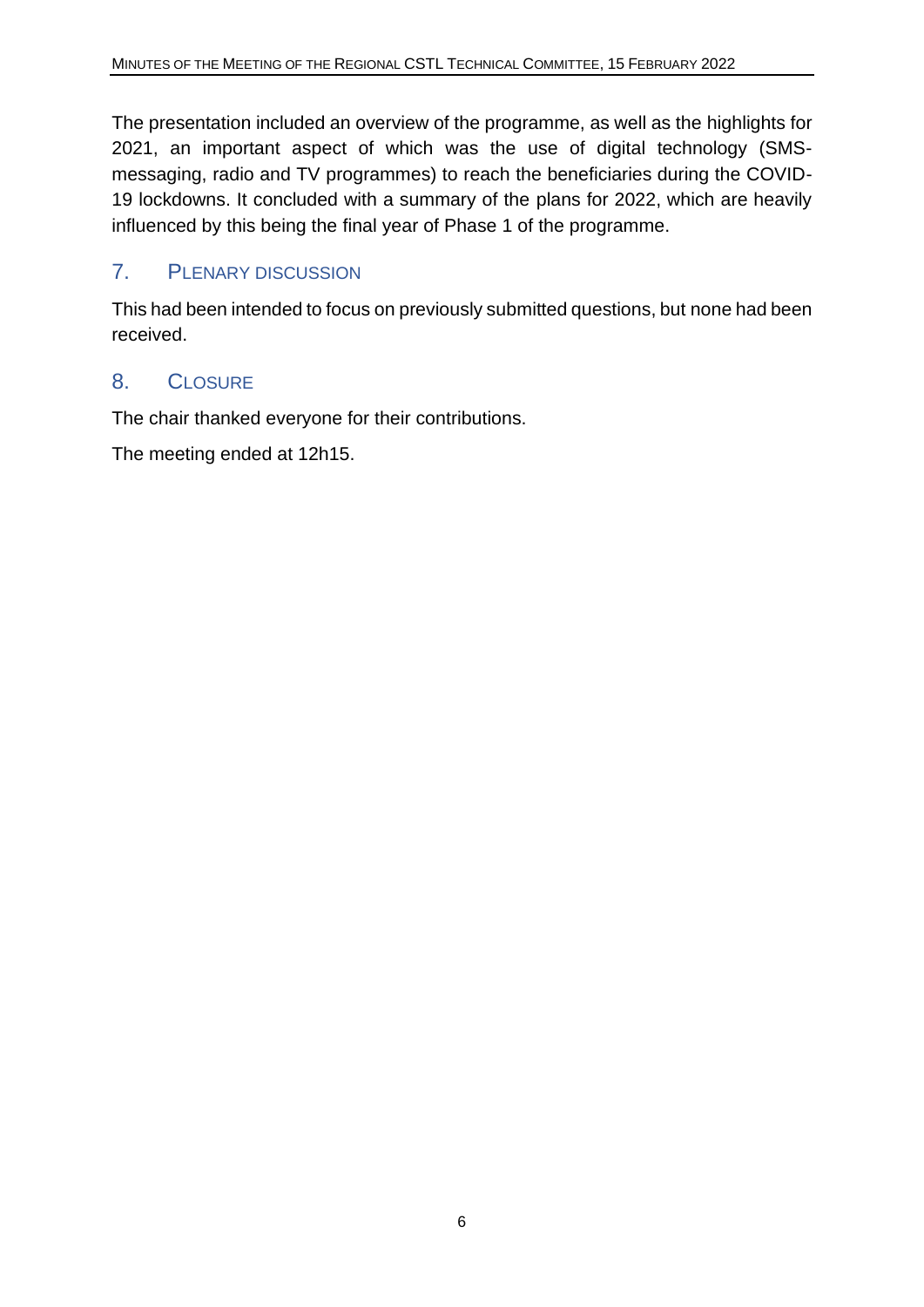The presentation included an overview of the programme, as well as the highlights for 2021, an important aspect of which was the use of digital technology (SMS-messaging, radio and TV programmes) to reach the beneficiaries during the COVID-19 lockdowns. It concluded with a summary of the plans for 2022, which are heavily influenced by this being the final year of Phase 1 of the programme.

## 7. Plenary discussion

This had been intended to focus on previously submitted questions, but none had been received.

## 8. Closure

The chair thanked everyone for their contributions.

The meeting ended at 12h15.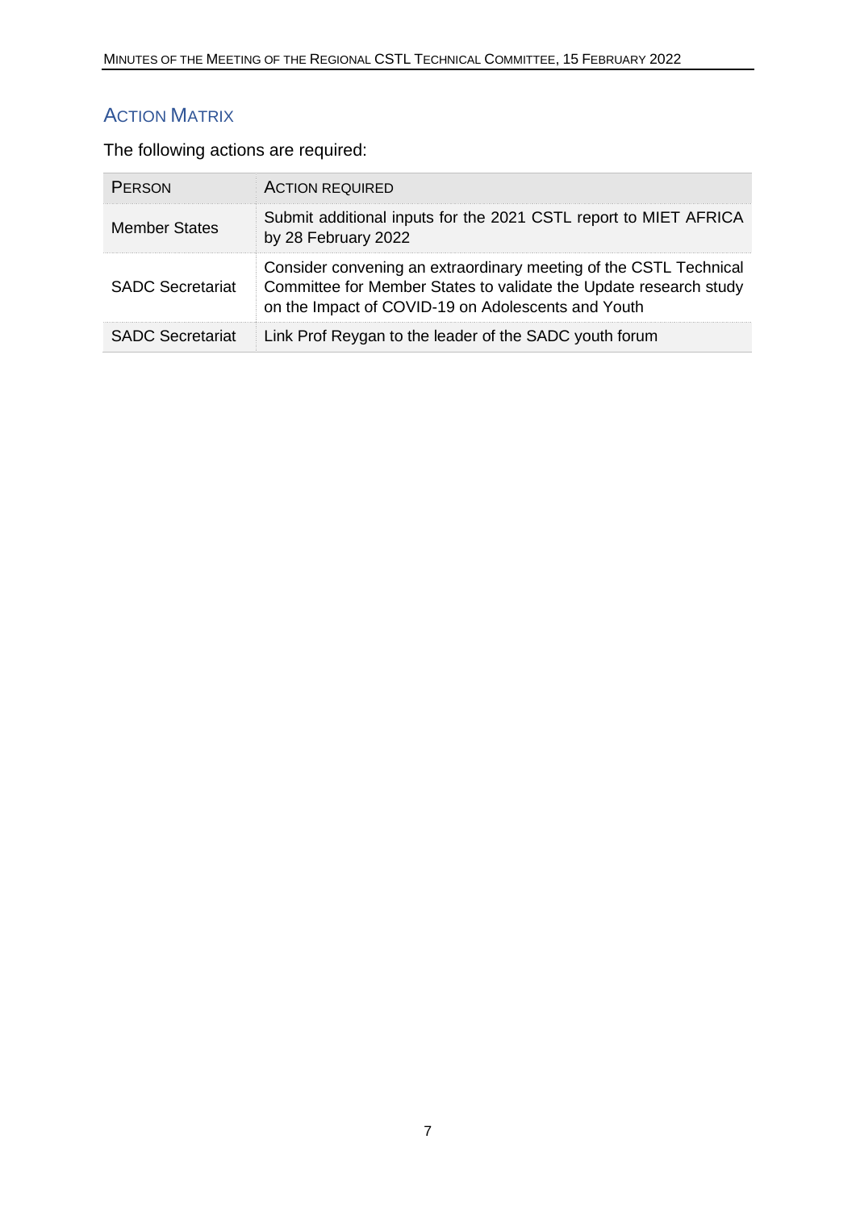## ACTION MATRIX

The following actions are required:

| PERSON | ACTION REQUIRED |
|---|---|
| Member States | Submit additional inputs for the 2021 CSTL report to MIET AFRICA by 28 February 2022 |
| SADC Secretariat | Consider convening an extraordinary meeting of the CSTL Technical Committee for Member States to validate the Update research study on the Impact of COVID-19 on Adolescents and Youth |
| SADC Secretariat | Link Prof Reygan to the leader of the SADC youth forum |